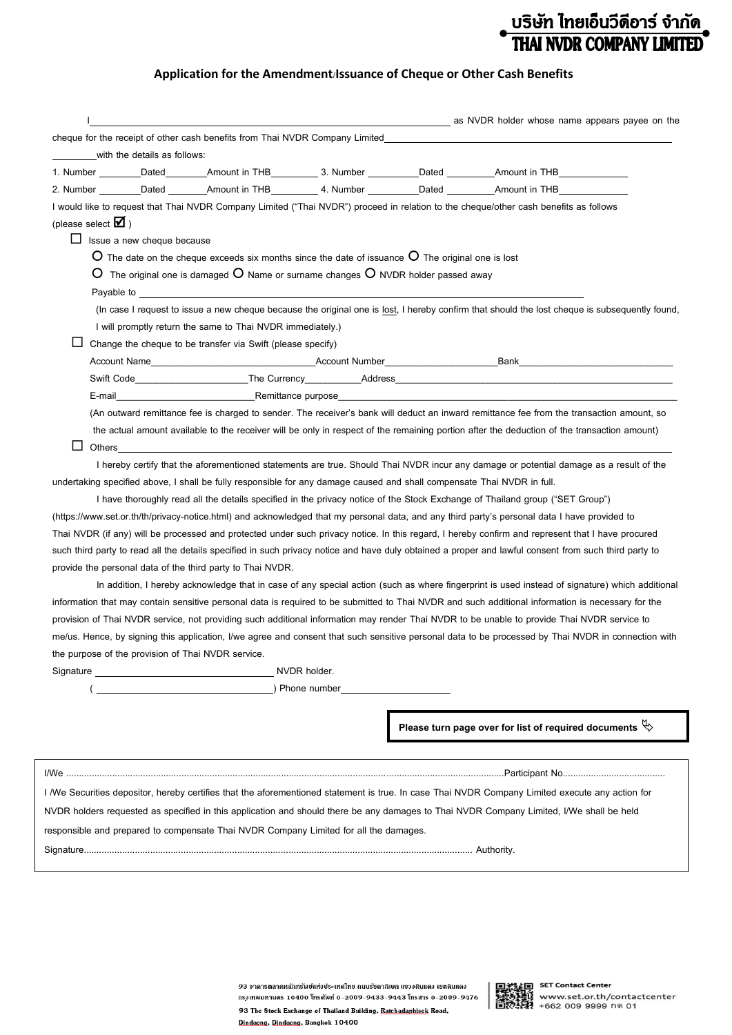**บริษัท ไทยเอ็นวีดีอาร์ จำกัด**
**THAI NVDR COMPANY LIMITED**

## Application for the Amendment/Issuance of Cheque or Other Cash Benefits

I ______________________________ as NVDR holder whose name appears payee on the cheque for the receipt of other cash benefits from Thai NVDR Company Limited ______________________________ ________ with the details as follows:

1. Number ________ Dated ________ Amount in THB ________ 3. Number ________ Dated ________ Amount in THB ________
2. Number ________ Dated ________ Amount in THB ________ 4. Number ________ Dated ________ Amount in THB ________

I would like to request that Thai NVDR Company Limited ("Thai NVDR") proceed in relation to the cheque/other cash benefits as follows (please select ☑)

☐ Issue a new cheque because

- O The date on the cheque exceeds six months since the date of issuance O The original one is lost
- O The original one is damaged O Name or surname changes O NVDR holder passed away

Payable to ______________________________

(In case I request to issue a new cheque because the original one is lost, I hereby confirm that should the lost cheque is subsequently found, I will promptly return the same to Thai NVDR immediately.)

☐ Change the cheque to be transfer via Swift (please specify)

Account Name ________________ Account Number ________________ Bank ________________

Swift Code ________________ The Currency ________ Address ______________________________

E-mail ________________ Remittance purpose ______________________________

(An outward remittance fee is charged to sender. The receiver's bank will deduct an inward remittance fee from the transaction amount, so the actual amount available to the receiver will be only in respect of the remaining portion after the deduction of the transaction amount)

☐ Others ______________________________

I hereby certify that the aforementioned statements are true. Should Thai NVDR incur any damage or potential damage as a result of the undertaking specified above, I shall be fully responsible for any damage caused and shall compensate Thai NVDR in full.

I have thoroughly read all the details specified in the privacy notice of the Stock Exchange of Thailand group ("SET Group") (https://www.set.or.th/th/privacy-notice.html) and acknowledged that my personal data, and any third party's personal data I have provided to Thai NVDR (if any) will be processed and protected under such privacy notice. In this regard, I hereby confirm and represent that I have procured such third party to read all the details specified in such privacy notice and have duly obtained a proper and lawful consent from such third party to provide the personal data of the third party to Thai NVDR.

In addition, I hereby acknowledge that in case of any special action (such as where fingerprint is used instead of signature) which additional information that may contain sensitive personal data is required to be submitted to Thai NVDR and such additional information is necessary for the provision of Thai NVDR service, not providing such additional information may render Thai NVDR to be unable to provide Thai NVDR service to me/us. Hence, by signing this application, I/we agree and consent that such sensitive personal data to be processed by Thai NVDR in connection with the purpose of the provision of Thai NVDR service.

Signature ______________________________ NVDR holder.

( ______________________________ ) Phone number ________________

**Please turn page over for list of required documents** ↳

---

I/We .......................................................................................... Participant No. ........................................

I /We Securities depositor, hereby certifies that the aforementioned statement is true. In case Thai NVDR Company Limited execute any action for NVDR holders requested as specified in this application and should there be any damages to Thai NVDR Company Limited, I/We shall be held responsible and prepared to compensate Thai NVDR Company Limited for all the damages.

Signature.......................................................................................... Authority.

---

93 อาคารตลาดหลักทรัพย์แห่งประเทศไทย ถนนรัชดาภิเษก แขวงดินแดง เขตดินแดง กรุงเทพมหานคร 10400 โทรศัพท์ 0-2009-9433-9443 โทรสาร 0-2009-9476

93 The Stock Exchange of Thailand Building, Ratchadaphisek Road, Dindaeng, Dindaeng, Bangkok 10400

SET Contact Center
www.set.or.th/contactcenter
+662 009 9999 กด 01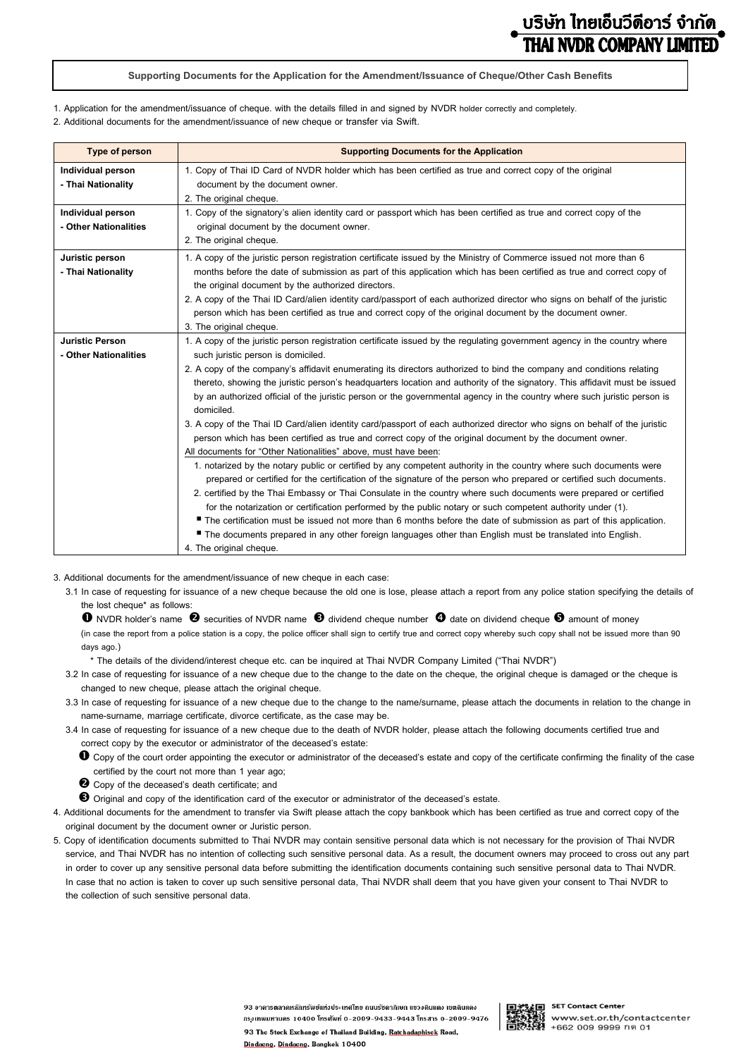**Supporting Documents for the Application for the Amendment/Issuance of Cheque/Other Cash Benefits**

1. Application for the amendment/issuance of cheque. with the details filled in and signed by NVDR holder correctly and completely.
2. Additional documents for the amendment/issuance of new cheque or transfer via Swift.

| Type of person | Supporting Documents for the Application |
|---|---|
| **Individual person - Thai Nationality** | 1. Copy of Thai ID Card of NVDR holder which has been certified as true and correct copy of the original document by the document owner.<br>2. The original cheque. |
| **Individual person - Other Nationalities** | 1. Copy of the signatory's alien identity card or passport which has been certified as true and correct copy of the original document by the document owner.<br>2. The original cheque. |
| **Juristic person - Thai Nationality** | 1. A copy of the juristic person registration certificate issued by the Ministry of Commerce issued not more than 6 months before the date of submission as part of this application which has been certified as true and correct copy of the original document by the authorized directors.<br>2. A copy of the Thai ID Card/alien identity card/passport of each authorized director who signs on behalf of the juristic person which has been certified as true and correct copy of the original document by the document owner.<br>3. The original cheque. |
| **Juristic Person - Other Nationalities** | 1. A copy of the juristic person registration certificate issued by the regulating government agency in the country where such juristic person is domiciled.<br>2. A copy of the company's affidavit enumerating its directors authorized to bind the company and conditions relating thereto, showing the juristic person's headquarters location and authority of the signatory. This affidavit must be issued by an authorized official of the juristic person or the governmental agency in the country where such juristic person is domiciled.<br>3. A copy of the Thai ID Card/alien identity card/passport of each authorized director who signs on behalf of the juristic person which has been certified as true and correct copy of the original document by the document owner.<br>All documents for "Other Nationalities" above, must have been:<br>1. notarized by the notary public or certified by any competent authority in the country where such documents were prepared or certified for the certification of the signature of the person who prepared or certified such documents.<br>2. certified by the Thai Embassy or Thai Consulate in the country where such documents were prepared or certified for the notarization or certification performed by the public notary or such competent authority under (1).<br>▪ The certification must be issued not more than 6 months before the date of submission as part of this application.<br>▪ The documents prepared in any other foreign languages other than English must be translated into English.<br>4. The original cheque. |

3. Additional documents for the amendment/issuance of new cheque in each case:
   3.1 In case of requesting for issuance of a new cheque because the old one is lose, please attach a report from any police station specifying the details of the lost cheque* as follows:
   ❶ NVDR holder's name ❷ securities of NVDR name ❸ dividend cheque number ❹ date on dividend cheque ❺ amount of money
   (in case the report from a police station is a copy, the police officer shall sign to certify true and correct copy whereby such copy shall not be issued more than 90 days ago.)
   \* The details of the dividend/interest cheque etc. can be inquired at Thai NVDR Company Limited ("Thai NVDR")
   3.2 In case of requesting for issuance of a new cheque due to the change to the date on the cheque, the original cheque is damaged or the cheque is changed to new cheque, please attach the original cheque.
   3.3 In case of requesting for issuance of a new cheque due to the change to the name/surname, please attach the documents in relation to the change in name-surname, marriage certificate, divorce certificate, as the case may be.
   3.4 In case of requesting for issuance of a new cheque due to the death of NVDR holder, please attach the following documents certified true and correct copy by the executor or administrator of the deceased's estate:
   ❶ Copy of the court order appointing the executor or administrator of the deceased's estate and copy of the certificate confirming the finality of the case certified by the court not more than 1 year ago;
   ❷ Copy of the deceased's death certificate; and
   ❸ Original and copy of the identification card of the executor or administrator of the deceased's estate.
4. Additional documents for the amendment to transfer via Swift please attach the copy bankbook which has been certified as true and correct copy of the original document by the document owner or Juristic person.
5. Copy of identification documents submitted to Thai NVDR may contain sensitive personal data which is not necessary for the provision of Thai NVDR service, and Thai NVDR has no intention of collecting such sensitive personal data. As a result, the document owners may proceed to cross out any part in order to cover up any sensitive personal data before submitting the identification documents containing such sensitive personal data to Thai NVDR. In case that no action is taken to cover up such sensitive personal data, Thai NVDR shall deem that you have given your consent to Thai NVDR to the collection of such sensitive personal data.